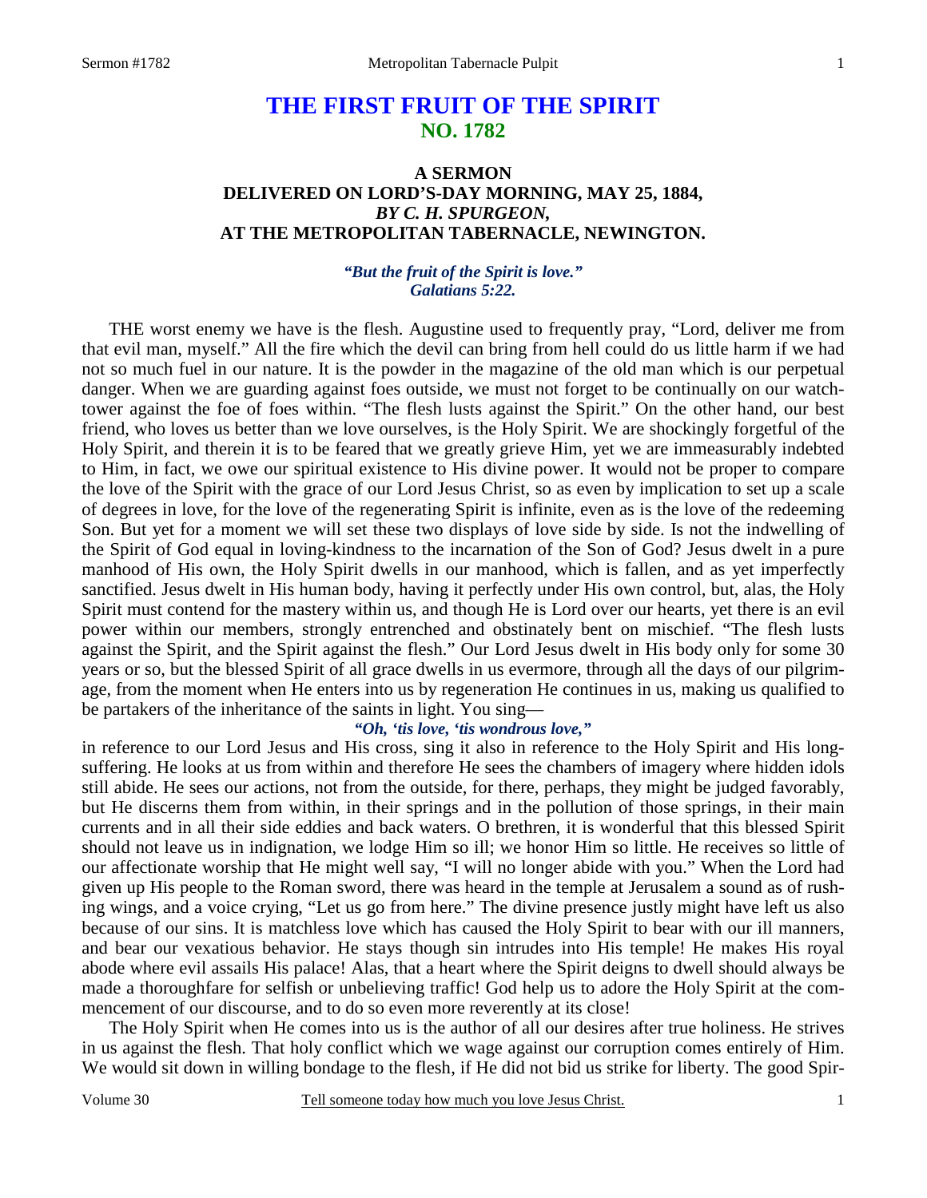# THE FIRST FRUIT OF THE SPIRIT
## NO. 1782

### A SERMON
### DELIVERED ON LORD'S-DAY MORNING, MAY 25, 1884,
### *BY C. H. SPURGEON,*
### AT THE METROPOLITAN TABERNACLE, NEWINGTON.

***"But the fruit of the Spirit is love." Galatians 5:22.***

THE worst enemy we have is the flesh. Augustine used to frequently pray, "Lord, deliver me from that evil man, myself." All the fire which the devil can bring from hell could do us little harm if we had not so much fuel in our nature. It is the powder in the magazine of the old man which is our perpetual danger. When we are guarding against foes outside, we must not forget to be continually on our watchtower against the foe of foes within. "The flesh lusts against the Spirit." On the other hand, our best friend, who loves us better than we love ourselves, is the Holy Spirit. We are shockingly forgetful of the Holy Spirit, and therein it is to be feared that we greatly grieve Him, yet we are immeasurably indebted to Him, in fact, we owe our spiritual existence to His divine power. It would not be proper to compare the love of the Spirit with the grace of our Lord Jesus Christ, so as even by implication to set up a scale of degrees in love, for the love of the regenerating Spirit is infinite, even as is the love of the redeeming Son. But yet for a moment we will set these two displays of love side by side. Is not the indwelling of the Spirit of God equal in loving-kindness to the incarnation of the Son of God? Jesus dwelt in a pure manhood of His own, the Holy Spirit dwells in our manhood, which is fallen, and as yet imperfectly sanctified. Jesus dwelt in His human body, having it perfectly under His own control, but, alas, the Holy Spirit must contend for the mastery within us, and though He is Lord over our hearts, yet there is an evil power within our members, strongly entrenched and obstinately bent on mischief. "The flesh lusts against the Spirit, and the Spirit against the flesh." Our Lord Jesus dwelt in His body only for some 30 years or so, but the blessed Spirit of all grace dwells in us evermore, through all the days of our pilgrimage, from the moment when He enters into us by regeneration He continues in us, making us qualified to be partakers of the inheritance of the saints in light. You sing—

*"Oh, 'tis love, 'tis wondrous love,"*

in reference to our Lord Jesus and His cross, sing it also in reference to the Holy Spirit and His long-suffering. He looks at us from within and therefore He sees the chambers of imagery where hidden idols still abide. He sees our actions, not from the outside, for there, perhaps, they might be judged favorably, but He discerns them from within, in their springs and in the pollution of those springs, in their main currents and in all their side eddies and back waters. O brethren, it is wonderful that this blessed Spirit should not leave us in indignation, we lodge Him so ill; we honor Him so little. He receives so little of our affectionate worship that He might well say, "I will no longer abide with you." When the Lord had given up His people to the Roman sword, there was heard in the temple at Jerusalem a sound as of rushing wings, and a voice crying, "Let us go from here." The divine presence justly might have left us also because of our sins. It is matchless love which has caused the Holy Spirit to bear with our ill manners, and bear our vexatious behavior. He stays though sin intrudes into His temple! He makes His royal abode where evil assails His palace! Alas, that a heart where the Spirit deigns to dwell should always be made a thoroughfare for selfish or unbelieving traffic! God help us to adore the Holy Spirit at the commencement of our discourse, and to do so even more reverently at its close!

The Holy Spirit when He comes into us is the author of all our desires after true holiness. He strives in us against the flesh. That holy conflict which we wage against our corruption comes entirely of Him. We would sit down in willing bondage to the flesh, if He did not bid us strike for liberty. The good Spir-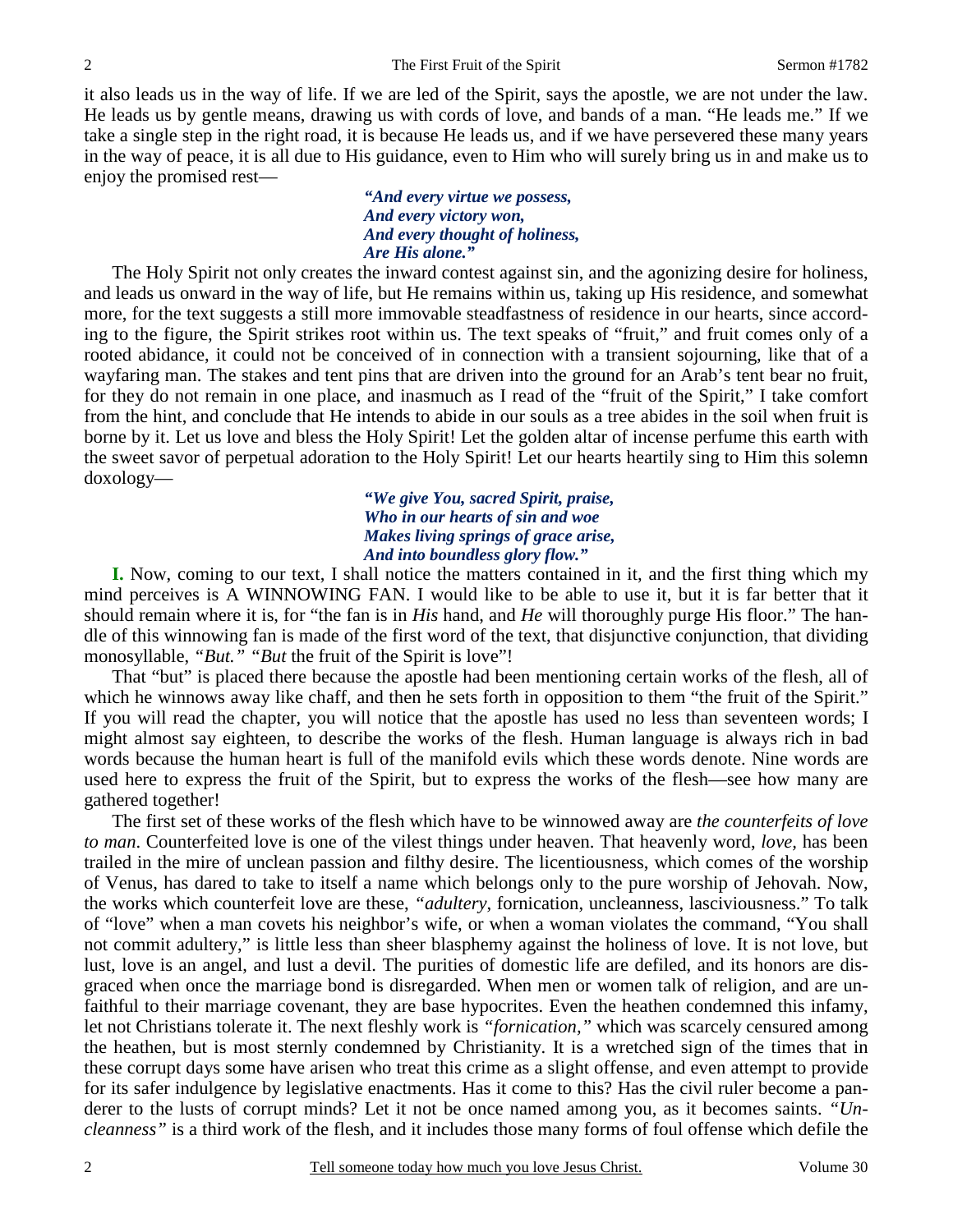it also leads us in the way of life. If we are led of the Spirit, says the apostle, we are not under the law. He leads us by gentle means, drawing us with cords of love, and bands of a man. "He leads me." If we take a single step in the right road, it is because He leads us, and if we have persevered these many years in the way of peace, it is all due to His guidance, even to Him who will surely bring us in and make us to enjoy the promised rest—

> ***"And every virtue we possess,***
> ***And every victory won,***
> ***And every thought of holiness,***
> ***Are His alone."***

The Holy Spirit not only creates the inward contest against sin, and the agonizing desire for holiness, and leads us onward in the way of life, but He remains within us, taking up His residence, and somewhat more, for the text suggests a still more immovable steadfastness of residence in our hearts, since according to the figure, the Spirit strikes root within us. The text speaks of "fruit," and fruit comes only of a rooted abidance, it could not be conceived of in connection with a transient sojourning, like that of a wayfaring man. The stakes and tent pins that are driven into the ground for an Arab's tent bear no fruit, for they do not remain in one place, and inasmuch as I read of the "fruit of the Spirit," I take comfort from the hint, and conclude that He intends to abide in our souls as a tree abides in the soil when fruit is borne by it. Let us love and bless the Holy Spirit! Let the golden altar of incense perfume this earth with the sweet savor of perpetual adoration to the Holy Spirit! Let our hearts heartily sing to Him this solemn doxology—

> ***"We give You, sacred Spirit, praise,***
> ***Who in our hearts of sin and woe***
> ***Makes living springs of grace arise,***
> ***And into boundless glory flow."***

**I.** Now, coming to our text, I shall notice the matters contained in it, and the first thing which my mind perceives is A WINNOWING FAN. I would like to be able to use it, but it is far better that it should remain where it is, for "the fan is in *His* hand, and *He* will thoroughly purge His floor." The handle of this winnowing fan is made of the first word of the text, that disjunctive conjunction, that dividing monosyllable, *"But." "But* the fruit of the Spirit is love"!

That "but" is placed there because the apostle had been mentioning certain works of the flesh, all of which he winnows away like chaff, and then he sets forth in opposition to them "the fruit of the Spirit." If you will read the chapter, you will notice that the apostle has used no less than seventeen words; I might almost say eighteen, to describe the works of the flesh. Human language is always rich in bad words because the human heart is full of the manifold evils which these words denote. Nine words are used here to express the fruit of the Spirit, but to express the works of the flesh—see how many are gathered together!

The first set of these works of the flesh which have to be winnowed away are *the counterfeits of love to man*. Counterfeited love is one of the vilest things under heaven. That heavenly word, *love*, has been trailed in the mire of unclean passion and filthy desire. The licentiousness, which comes of the worship of Venus, has dared to take to itself a name which belongs only to the pure worship of Jehovah. Now, the works which counterfeit love are these, *"adultery*, fornication, uncleanness, lasciviousness." To talk of "love" when a man covets his neighbor's wife, or when a woman violates the command, "You shall not commit adultery," is little less than sheer blasphemy against the holiness of love. It is not love, but lust, love is an angel, and lust a devil. The purities of domestic life are defiled, and its honors are disgraced when once the marriage bond is disregarded. When men or women talk of religion, and are unfaithful to their marriage covenant, they are base hypocrites. Even the heathen condemned this infamy, let not Christians tolerate it. The next fleshly work is *"fornication,"* which was scarcely censured among the heathen, but is most sternly condemned by Christianity. It is a wretched sign of the times that in these corrupt days some have arisen who treat this crime as a slight offense, and even attempt to provide for its safer indulgence by legislative enactments. Has it come to this? Has the civil ruler become a panderer to the lusts of corrupt minds? Let it not be once named among you, as it becomes saints. *"Uncleanness"* is a third work of the flesh, and it includes those many forms of foul offense which defile the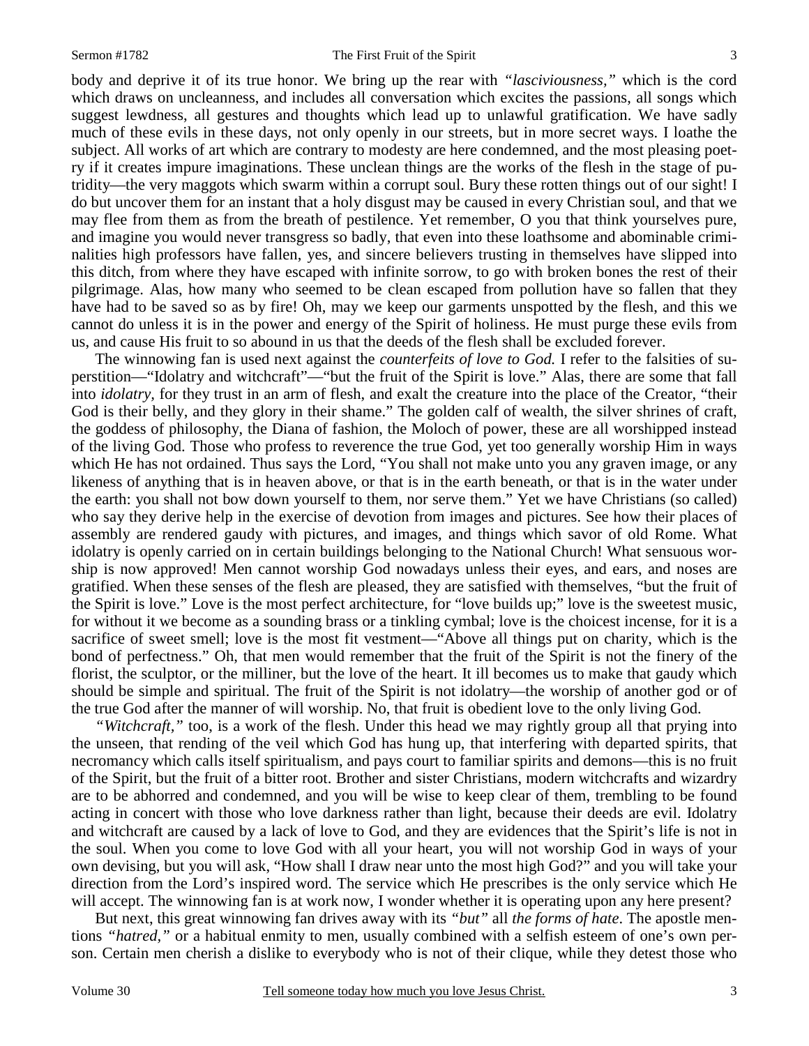body and deprive it of its true honor. We bring up the rear with *"lasciviousness,"* which is the cord which draws on uncleanness, and includes all conversation which excites the passions, all songs which suggest lewdness, all gestures and thoughts which lead up to unlawful gratification. We have sadly much of these evils in these days, not only openly in our streets, but in more secret ways. I loathe the subject. All works of art which are contrary to modesty are here condemned, and the most pleasing poetry if it creates impure imaginations. These unclean things are the works of the flesh in the stage of putridity—the very maggots which swarm within a corrupt soul. Bury these rotten things out of our sight! I do but uncover them for an instant that a holy disgust may be caused in every Christian soul, and that we may flee from them as from the breath of pestilence. Yet remember, O you that think yourselves pure, and imagine you would never transgress so badly, that even into these loathsome and abominable criminalities high professors have fallen, yes, and sincere believers trusting in themselves have slipped into this ditch, from where they have escaped with infinite sorrow, to go with broken bones the rest of their pilgrimage. Alas, how many who seemed to be clean escaped from pollution have so fallen that they have had to be saved so as by fire! Oh, may we keep our garments unspotted by the flesh, and this we cannot do unless it is in the power and energy of the Spirit of holiness. He must purge these evils from us, and cause His fruit to so abound in us that the deeds of the flesh shall be excluded forever.

The winnowing fan is used next against the *counterfeits of love to God.* I refer to the falsities of superstition—"Idolatry and witchcraft"—"but the fruit of the Spirit is love." Alas, there are some that fall into *idolatry,* for they trust in an arm of flesh, and exalt the creature into the place of the Creator, "their God is their belly, and they glory in their shame." The golden calf of wealth, the silver shrines of craft, the goddess of philosophy, the Diana of fashion, the Moloch of power, these are all worshipped instead of the living God. Those who profess to reverence the true God, yet too generally worship Him in ways which He has not ordained. Thus says the Lord, "You shall not make unto you any graven image, or any likeness of anything that is in heaven above, or that is in the earth beneath, or that is in the water under the earth: you shall not bow down yourself to them, nor serve them." Yet we have Christians (so called) who say they derive help in the exercise of devotion from images and pictures. See how their places of assembly are rendered gaudy with pictures, and images, and things which savor of old Rome. What idolatry is openly carried on in certain buildings belonging to the National Church! What sensuous worship is now approved! Men cannot worship God nowadays unless their eyes, and ears, and noses are gratified. When these senses of the flesh are pleased, they are satisfied with themselves, "but the fruit of the Spirit is love." Love is the most perfect architecture, for "love builds up;" love is the sweetest music, for without it we become as a sounding brass or a tinkling cymbal; love is the choicest incense, for it is a sacrifice of sweet smell; love is the most fit vestment—"Above all things put on charity, which is the bond of perfectness." Oh, that men would remember that the fruit of the Spirit is not the finery of the florist, the sculptor, or the milliner, but the love of the heart. It ill becomes us to make that gaudy which should be simple and spiritual. The fruit of the Spirit is not idolatry—the worship of another god or of the true God after the manner of will worship. No, that fruit is obedient love to the only living God.

*"Witchcraft,"* too, is a work of the flesh. Under this head we may rightly group all that prying into the unseen, that rending of the veil which God has hung up, that interfering with departed spirits, that necromancy which calls itself spiritualism, and pays court to familiar spirits and demons—this is no fruit of the Spirit, but the fruit of a bitter root. Brother and sister Christians, modern witchcrafts and wizardry are to be abhorred and condemned, and you will be wise to keep clear of them, trembling to be found acting in concert with those who love darkness rather than light, because their deeds are evil. Idolatry and witchcraft are caused by a lack of love to God, and they are evidences that the Spirit's life is not in the soul. When you come to love God with all your heart, you will not worship God in ways of your own devising, but you will ask, "How shall I draw near unto the most high God?" and you will take your direction from the Lord's inspired word. The service which He prescribes is the only service which He will accept. The winnowing fan is at work now, I wonder whether it is operating upon any here present?

But next, this great winnowing fan drives away with its *"but"* all *the forms of hate*. The apostle mentions *"hatred,"* or a habitual enmity to men, usually combined with a selfish esteem of one's own person. Certain men cherish a dislike to everybody who is not of their clique, while they detest those who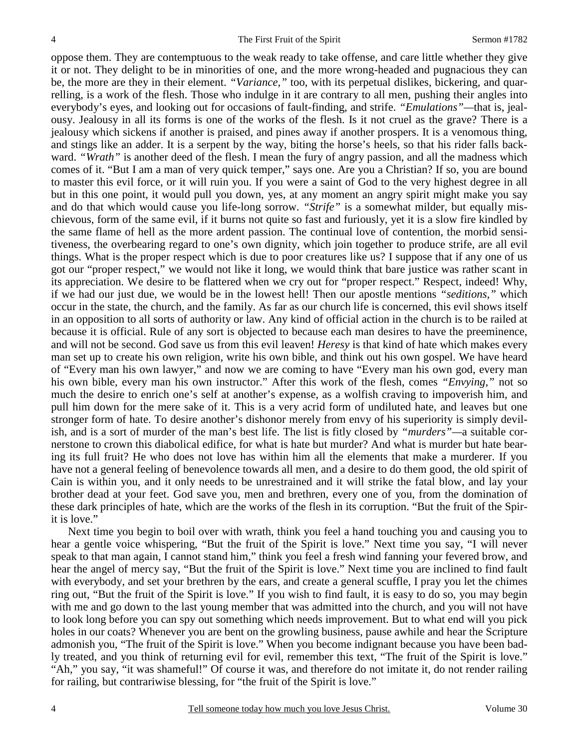oppose them. They are contemptuous to the weak ready to take offense, and care little whether they give it or not. They delight to be in minorities of one, and the more wrong-headed and pugnacious they can be, the more are they in their element. *"Variance,"* too, with its perpetual dislikes, bickering, and quarrelling, is a work of the flesh. Those who indulge in it are contrary to all men, pushing their angles into everybody's eyes, and looking out for occasions of fault-finding, and strife. *"Emulations"*—that is, jealousy. Jealousy in all its forms is one of the works of the flesh. Is it not cruel as the grave? There is a jealousy which sickens if another is praised, and pines away if another prospers. It is a venomous thing, and stings like an adder. It is a serpent by the way, biting the horse's heels, so that his rider falls backward. *"Wrath"* is another deed of the flesh. I mean the fury of angry passion, and all the madness which comes of it. "But I am a man of very quick temper," says one. Are you a Christian? If so, you are bound to master this evil force, or it will ruin you. If you were a saint of God to the very highest degree in all but in this one point, it would pull you down, yes, at any moment an angry spirit might make you say and do that which would cause you life-long sorrow. *"Strife"* is a somewhat milder, but equally mischievous, form of the same evil, if it burns not quite so fast and furiously, yet it is a slow fire kindled by the same flame of hell as the more ardent passion. The continual love of contention, the morbid sensitiveness, the overbearing regard to one's own dignity, which join together to produce strife, are all evil things. What is the proper respect which is due to poor creatures like us? I suppose that if any one of us got our "proper respect," we would not like it long, we would think that bare justice was rather scant in its appreciation. We desire to be flattered when we cry out for "proper respect." Respect, indeed! Why, if we had our just due, we would be in the lowest hell! Then our apostle mentions *"seditions,"* which occur in the state, the church, and the family. As far as our church life is concerned, this evil shows itself in an opposition to all sorts of authority or law. Any kind of official action in the church is to be railed at because it is official. Rule of any sort is objected to because each man desires to have the preeminence, and will not be second. God save us from this evil leaven! *Heresy* is that kind of hate which makes every man set up to create his own religion, write his own bible, and think out his own gospel. We have heard of "Every man his own lawyer," and now we are coming to have "Every man his own god, every man his own bible, every man his own instructor." After this work of the flesh, comes *"Envying,"* not so much the desire to enrich one's self at another's expense, as a wolfish craving to impoverish him, and pull him down for the mere sake of it. This is a very acrid form of undiluted hate, and leaves but one stronger form of hate. To desire another's dishonor merely from envy of his superiority is simply devilish, and is a sort of murder of the man's best life. The list is fitly closed by *"murders"*—a suitable cornerstone to crown this diabolical edifice, for what is hate but murder? And what is murder but hate bearing its full fruit? He who does not love has within him all the elements that make a murderer. If you have not a general feeling of benevolence towards all men, and a desire to do them good, the old spirit of Cain is within you, and it only needs to be unrestrained and it will strike the fatal blow, and lay your brother dead at your feet. God save you, men and brethren, every one of you, from the domination of these dark principles of hate, which are the works of the flesh in its corruption. "But the fruit of the Spirit is love."

Next time you begin to boil over with wrath, think you feel a hand touching you and causing you to hear a gentle voice whispering, "But the fruit of the Spirit is love." Next time you say, "I will never speak to that man again, I cannot stand him," think you feel a fresh wind fanning your fevered brow, and hear the angel of mercy say, "But the fruit of the Spirit is love." Next time you are inclined to find fault with everybody, and set your brethren by the ears, and create a general scuffle, I pray you let the chimes ring out, "But the fruit of the Spirit is love." If you wish to find fault, it is easy to do so, you may begin with me and go down to the last young member that was admitted into the church, and you will not have to look long before you can spy out something which needs improvement. But to what end will you pick holes in our coats? Whenever you are bent on the growling business, pause awhile and hear the Scripture admonish you, "The fruit of the Spirit is love." When you become indignant because you have been badly treated, and you think of returning evil for evil, remember this text, "The fruit of the Spirit is love." "Ah," you say, "it was shameful!" Of course it was, and therefore do not imitate it, do not render railing for railing, but contrariwise blessing, for "the fruit of the Spirit is love."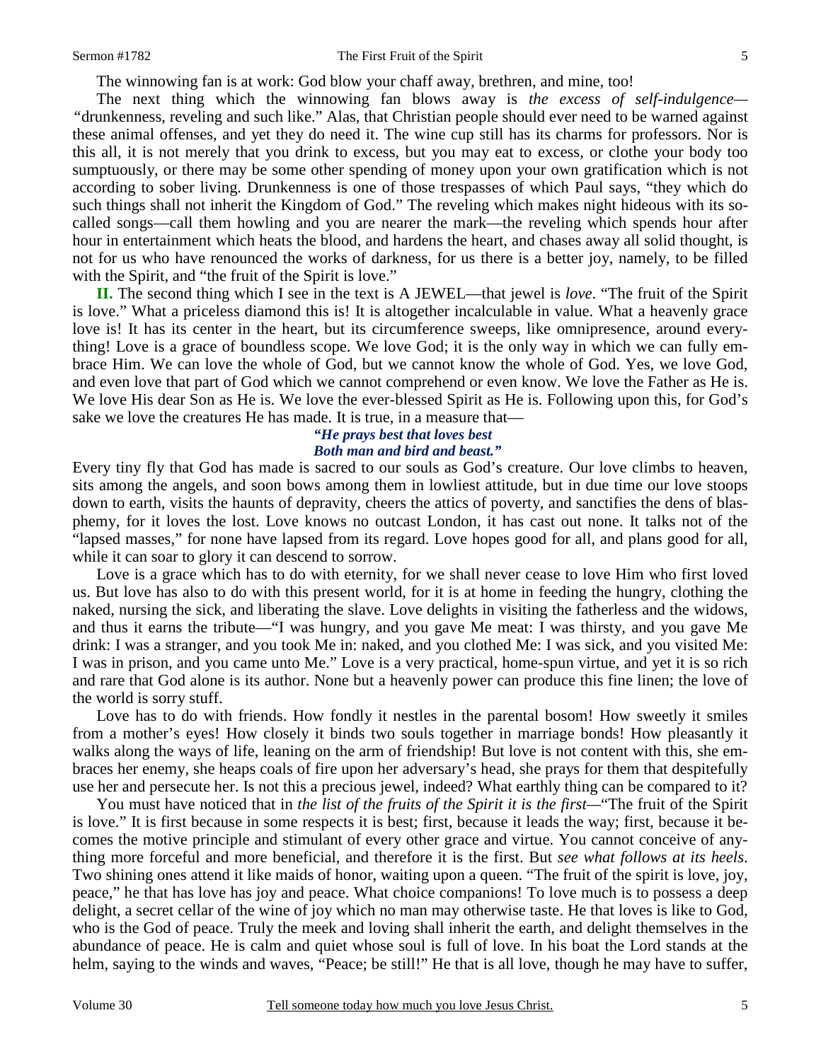The winnowing fan is at work: God blow your chaff away, brethren, and mine, too!

The next thing which the winnowing fan blows away is *the excess of self-indulgence—* "drunkenness, reveling and such like." Alas, that Christian people should ever need to be warned against these animal offenses, and yet they do need it. The wine cup still has its charms for professors. Nor is this all, it is not merely that you drink to excess, but you may eat to excess, or clothe your body too sumptuously, or there may be some other spending of money upon your own gratification which is not according to sober living. Drunkenness is one of those trespasses of which Paul says, "they which do such things shall not inherit the Kingdom of God." The reveling which makes night hideous with its so-called songs—call them howling and you are nearer the mark—the reveling which spends hour after hour in entertainment which heats the blood, and hardens the heart, and chases away all solid thought, is not for us who have renounced the works of darkness, for us there is a better joy, namely, to be filled with the Spirit, and "the fruit of the Spirit is love."

**II.** The second thing which I see in the text is A JEWEL—that jewel is *love*. "The fruit of the Spirit is love." What a priceless diamond this is! It is altogether incalculable in value. What a heavenly grace love is! It has its center in the heart, but its circumference sweeps, like omnipresence, around everything! Love is a grace of boundless scope. We love God; it is the only way in which we can fully embrace Him. We can love the whole of God, but we cannot know the whole of God. Yes, we love God, and even love that part of God which we cannot comprehend or even know. We love the Father as He is. We love His dear Son as He is. We love the ever-blessed Spirit as He is. Following upon this, for God's sake we love the creatures He has made. It is true, in a measure that—

*"He prays best that loves best*
*Both man and bird and beast."*

Every tiny fly that God has made is sacred to our souls as God's creature. Our love climbs to heaven, sits among the angels, and soon bows among them in lowliest attitude, but in due time our love stoops down to earth, visits the haunts of depravity, cheers the attics of poverty, and sanctifies the dens of blasphemy, for it loves the lost. Love knows no outcast London, it has cast out none. It talks not of the "lapsed masses," for none have lapsed from its regard. Love hopes good for all, and plans good for all, while it can soar to glory it can descend to sorrow.

Love is a grace which has to do with eternity, for we shall never cease to love Him who first loved us. But love has also to do with this present world, for it is at home in feeding the hungry, clothing the naked, nursing the sick, and liberating the slave. Love delights in visiting the fatherless and the widows, and thus it earns the tribute—"I was hungry, and you gave Me meat: I was thirsty, and you gave Me drink: I was a stranger, and you took Me in: naked, and you clothed Me: I was sick, and you visited Me: I was in prison, and you came unto Me." Love is a very practical, home-spun virtue, and yet it is so rich and rare that God alone is its author. None but a heavenly power can produce this fine linen; the love of the world is sorry stuff.

Love has to do with friends. How fondly it nestles in the parental bosom! How sweetly it smiles from a mother's eyes! How closely it binds two souls together in marriage bonds! How pleasantly it walks along the ways of life, leaning on the arm of friendship! But love is not content with this, she embraces her enemy, she heaps coals of fire upon her adversary's head, she prays for them that despitefully use her and persecute her. Is not this a precious jewel, indeed? What earthly thing can be compared to it?

You must have noticed that in *the list of the fruits of the Spirit it is the first*—"The fruit of the Spirit is love." It is first because in some respects it is best; first, because it leads the way; first, because it becomes the motive principle and stimulant of every other grace and virtue. You cannot conceive of anything more forceful and more beneficial, and therefore it is the first. But *see what follows at its heels*. Two shining ones attend it like maids of honor, waiting upon a queen. "The fruit of the spirit is love, joy, peace," he that has love has joy and peace. What choice companions! To love much is to possess a deep delight, a secret cellar of the wine of joy which no man may otherwise taste. He that loves is like to God, who is the God of peace. Truly the meek and loving shall inherit the earth, and delight themselves in the abundance of peace. He is calm and quiet whose soul is full of love. In his boat the Lord stands at the helm, saying to the winds and waves, "Peace; be still!" He that is all love, though he may have to suffer,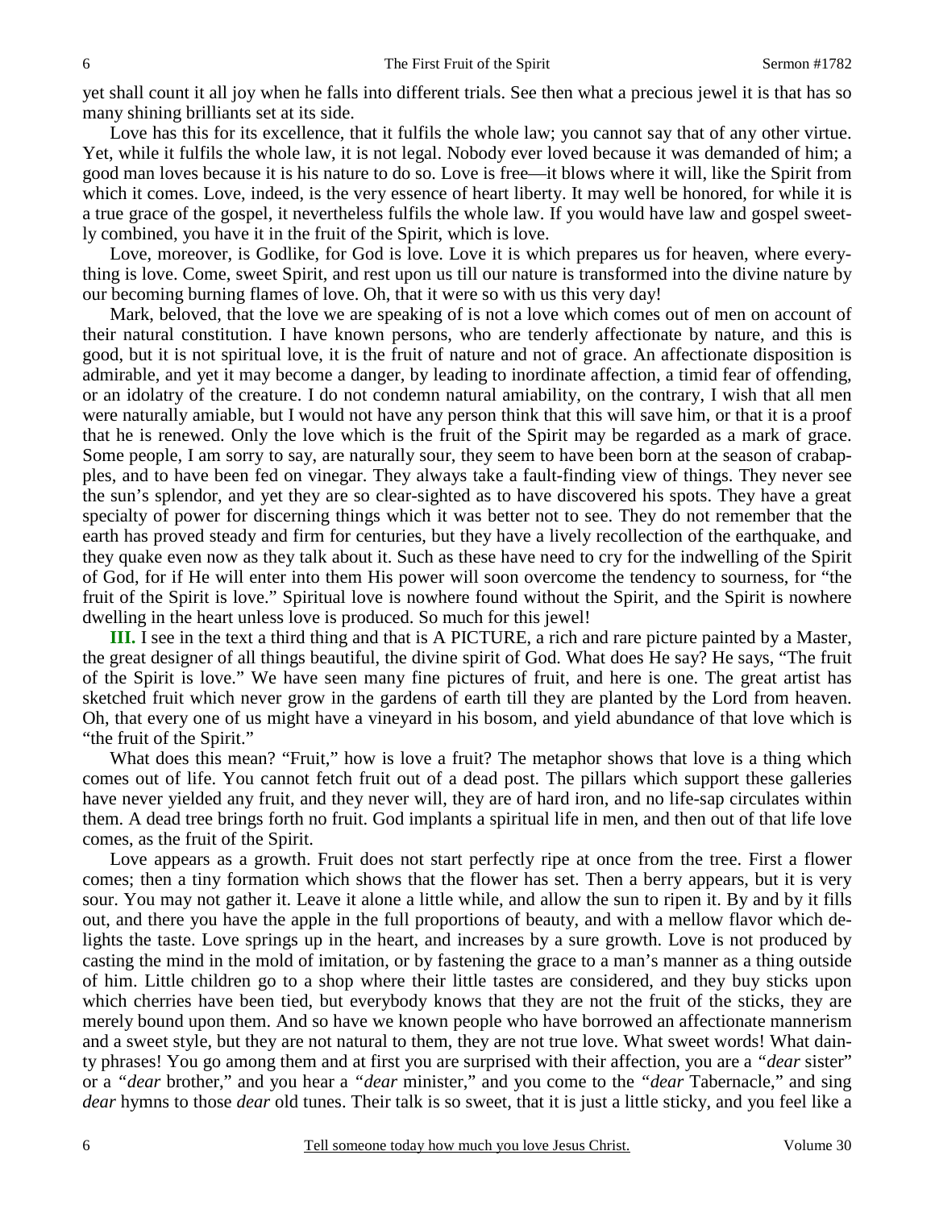yet shall count it all joy when he falls into different trials. See then what a precious jewel it is that has so many shining brilliants set at its side.

Love has this for its excellence, that it fulfils the whole law; you cannot say that of any other virtue. Yet, while it fulfils the whole law, it is not legal. Nobody ever loved because it was demanded of him; a good man loves because it is his nature to do so. Love is free—it blows where it will, like the Spirit from which it comes. Love, indeed, is the very essence of heart liberty. It may well be honored, for while it is a true grace of the gospel, it nevertheless fulfils the whole law. If you would have law and gospel sweetly combined, you have it in the fruit of the Spirit, which is love.

Love, moreover, is Godlike, for God is love. Love it is which prepares us for heaven, where everything is love. Come, sweet Spirit, and rest upon us till our nature is transformed into the divine nature by our becoming burning flames of love. Oh, that it were so with us this very day!

Mark, beloved, that the love we are speaking of is not a love which comes out of men on account of their natural constitution. I have known persons, who are tenderly affectionate by nature, and this is good, but it is not spiritual love, it is the fruit of nature and not of grace. An affectionate disposition is admirable, and yet it may become a danger, by leading to inordinate affection, a timid fear of offending, or an idolatry of the creature. I do not condemn natural amiability, on the contrary, I wish that all men were naturally amiable, but I would not have any person think that this will save him, or that it is a proof that he is renewed. Only the love which is the fruit of the Spirit may be regarded as a mark of grace. Some people, I am sorry to say, are naturally sour, they seem to have been born at the season of crabapples, and to have been fed on vinegar. They always take a fault-finding view of things. They never see the sun's splendor, and yet they are so clear-sighted as to have discovered his spots. They have a great specialty of power for discerning things which it was better not to see. They do not remember that the earth has proved steady and firm for centuries, but they have a lively recollection of the earthquake, and they quake even now as they talk about it. Such as these have need to cry for the indwelling of the Spirit of God, for if He will enter into them His power will soon overcome the tendency to sourness, for "the fruit of the Spirit is love." Spiritual love is nowhere found without the Spirit, and the Spirit is nowhere dwelling in the heart unless love is produced. So much for this jewel!

**III.** I see in the text a third thing and that is A PICTURE, a rich and rare picture painted by a Master, the great designer of all things beautiful, the divine spirit of God. What does He say? He says, "The fruit of the Spirit is love." We have seen many fine pictures of fruit, and here is one. The great artist has sketched fruit which never grow in the gardens of earth till they are planted by the Lord from heaven. Oh, that every one of us might have a vineyard in his bosom, and yield abundance of that love which is "the fruit of the Spirit."

What does this mean? "Fruit," how is love a fruit? The metaphor shows that love is a thing which comes out of life. You cannot fetch fruit out of a dead post. The pillars which support these galleries have never yielded any fruit, and they never will, they are of hard iron, and no life-sap circulates within them. A dead tree brings forth no fruit. God implants a spiritual life in men, and then out of that life love comes, as the fruit of the Spirit.

Love appears as a growth. Fruit does not start perfectly ripe at once from the tree. First a flower comes; then a tiny formation which shows that the flower has set. Then a berry appears, but it is very sour. You may not gather it. Leave it alone a little while, and allow the sun to ripen it. By and by it fills out, and there you have the apple in the full proportions of beauty, and with a mellow flavor which delights the taste. Love springs up in the heart, and increases by a sure growth. Love is not produced by casting the mind in the mold of imitation, or by fastening the grace to a man's manner as a thing outside of him. Little children go to a shop where their little tastes are considered, and they buy sticks upon which cherries have been tied, but everybody knows that they are not the fruit of the sticks, they are merely bound upon them. And so have we known people who have borrowed an affectionate mannerism and a sweet style, but they are not natural to them, they are not true love. What sweet words! What dainty phrases! You go among them and at first you are surprised with their affection, you are a *"dear* sister" or a *"dear* brother," and you hear a *"dear* minister," and you come to the *"dear* Tabernacle," and sing *dear* hymns to those *dear* old tunes. Their talk is so sweet, that it is just a little sticky, and you feel like a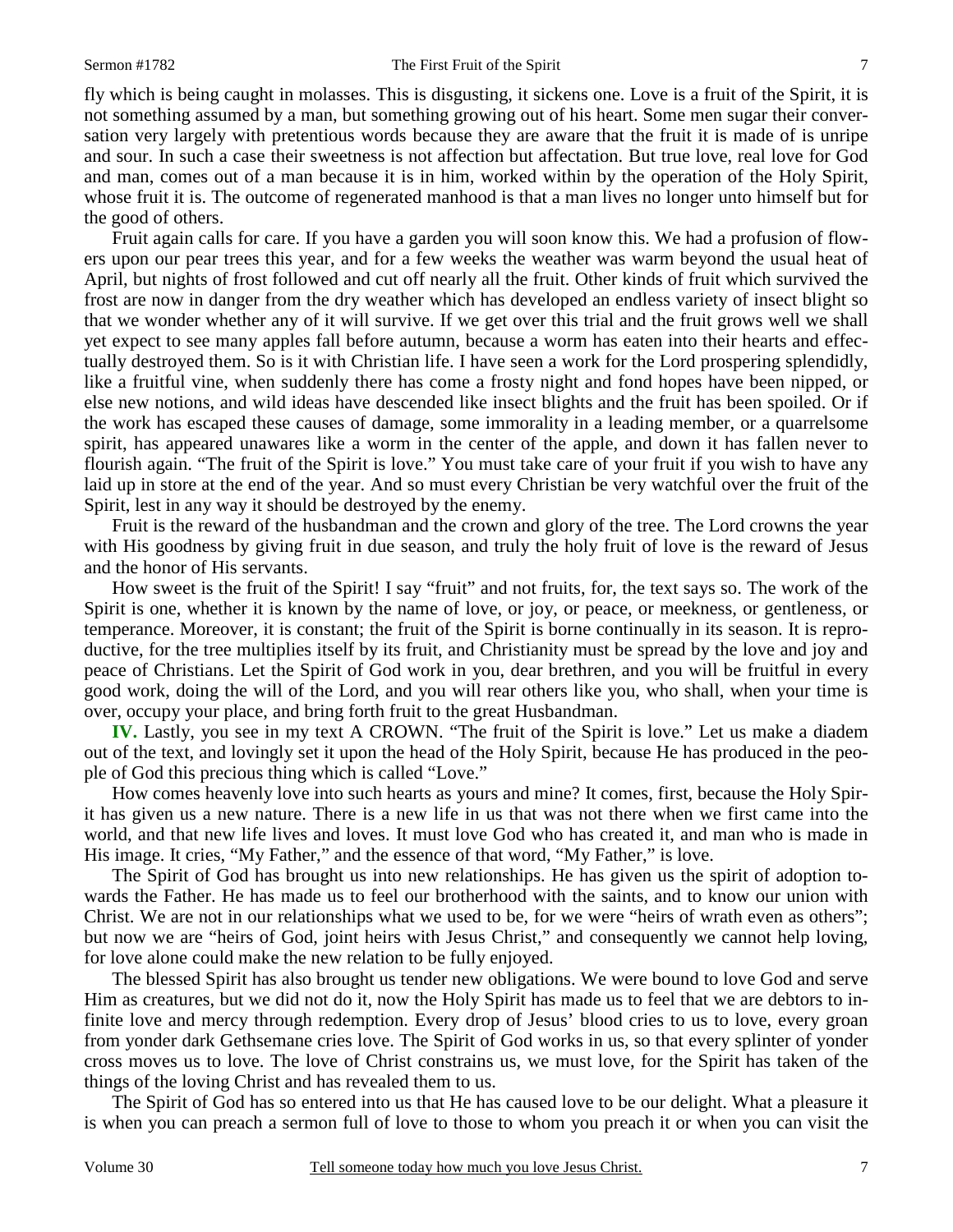fly which is being caught in molasses. This is disgusting, it sickens one. Love is a fruit of the Spirit, it is not something assumed by a man, but something growing out of his heart. Some men sugar their conversation very largely with pretentious words because they are aware that the fruit it is made of is unripe and sour. In such a case their sweetness is not affection but affectation. But true love, real love for God and man, comes out of a man because it is in him, worked within by the operation of the Holy Spirit, whose fruit it is. The outcome of regenerated manhood is that a man lives no longer unto himself but for the good of others.

Fruit again calls for care. If you have a garden you will soon know this. We had a profusion of flowers upon our pear trees this year, and for a few weeks the weather was warm beyond the usual heat of April, but nights of frost followed and cut off nearly all the fruit. Other kinds of fruit which survived the frost are now in danger from the dry weather which has developed an endless variety of insect blight so that we wonder whether any of it will survive. If we get over this trial and the fruit grows well we shall yet expect to see many apples fall before autumn, because a worm has eaten into their hearts and effectually destroyed them. So is it with Christian life. I have seen a work for the Lord prospering splendidly, like a fruitful vine, when suddenly there has come a frosty night and fond hopes have been nipped, or else new notions, and wild ideas have descended like insect blights and the fruit has been spoiled. Or if the work has escaped these causes of damage, some immorality in a leading member, or a quarrelsome spirit, has appeared unawares like a worm in the center of the apple, and down it has fallen never to flourish again. "The fruit of the Spirit is love." You must take care of your fruit if you wish to have any laid up in store at the end of the year. And so must every Christian be very watchful over the fruit of the Spirit, lest in any way it should be destroyed by the enemy.

Fruit is the reward of the husbandman and the crown and glory of the tree. The Lord crowns the year with His goodness by giving fruit in due season, and truly the holy fruit of love is the reward of Jesus and the honor of His servants.

How sweet is the fruit of the Spirit! I say "fruit" and not fruits, for, the text says so. The work of the Spirit is one, whether it is known by the name of love, or joy, or peace, or meekness, or gentleness, or temperance. Moreover, it is constant; the fruit of the Spirit is borne continually in its season. It is reproductive, for the tree multiplies itself by its fruit, and Christianity must be spread by the love and joy and peace of Christians. Let the Spirit of God work in you, dear brethren, and you will be fruitful in every good work, doing the will of the Lord, and you will rear others like you, who shall, when your time is over, occupy your place, and bring forth fruit to the great Husbandman.

**IV.** Lastly, you see in my text A CROWN. "The fruit of the Spirit is love." Let us make a diadem out of the text, and lovingly set it upon the head of the Holy Spirit, because He has produced in the people of God this precious thing which is called "Love."

How comes heavenly love into such hearts as yours and mine? It comes, first, because the Holy Spirit has given us a new nature. There is a new life in us that was not there when we first came into the world, and that new life lives and loves. It must love God who has created it, and man who is made in His image. It cries, "My Father," and the essence of that word, "My Father," is love.

The Spirit of God has brought us into new relationships. He has given us the spirit of adoption towards the Father. He has made us to feel our brotherhood with the saints, and to know our union with Christ. We are not in our relationships what we used to be, for we were "heirs of wrath even as others"; but now we are "heirs of God, joint heirs with Jesus Christ," and consequently we cannot help loving, for love alone could make the new relation to be fully enjoyed.

The blessed Spirit has also brought us tender new obligations. We were bound to love God and serve Him as creatures, but we did not do it, now the Holy Spirit has made us to feel that we are debtors to infinite love and mercy through redemption. Every drop of Jesus' blood cries to us to love, every groan from yonder dark Gethsemane cries love. The Spirit of God works in us, so that every splinter of yonder cross moves us to love. The love of Christ constrains us, we must love, for the Spirit has taken of the things of the loving Christ and has revealed them to us.

The Spirit of God has so entered into us that He has caused love to be our delight. What a pleasure it is when you can preach a sermon full of love to those to whom you preach it or when you can visit the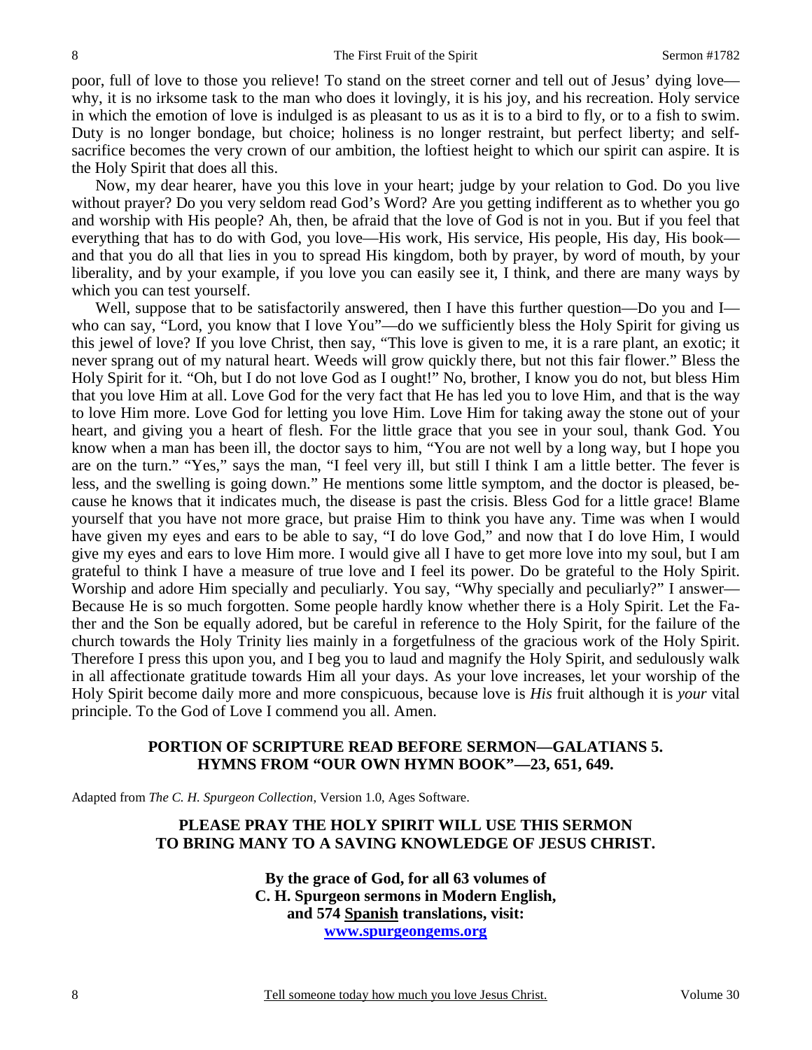poor, full of love to those you relieve! To stand on the street corner and tell out of Jesus' dying love—why, it is no irksome task to the man who does it lovingly, it is his joy, and his recreation. Holy service in which the emotion of love is indulged is as pleasant to us as it is to a bird to fly, or to a fish to swim. Duty is no longer bondage, but choice; holiness is no longer restraint, but perfect liberty; and self-sacrifice becomes the very crown of our ambition, the loftiest height to which our spirit can aspire. It is the Holy Spirit that does all this.

Now, my dear hearer, have you this love in your heart; judge by your relation to God. Do you live without prayer? Do you very seldom read God's Word? Are you getting indifferent as to whether you go and worship with His people? Ah, then, be afraid that the love of God is not in you. But if you feel that everything that has to do with God, you love—His work, His service, His people, His day, His book—and that you do all that lies in you to spread His kingdom, both by prayer, by word of mouth, by your liberality, and by your example, if you love you can easily see it, I think, and there are many ways by which you can test yourself.

Well, suppose that to be satisfactorily answered, then I have this further question—Do you and I—who can say, "Lord, you know that I love You"—do we sufficiently bless the Holy Spirit for giving us this jewel of love? If you love Christ, then say, "This love is given to me, it is a rare plant, an exotic; it never sprang out of my natural heart. Weeds will grow quickly there, but not this fair flower." Bless the Holy Spirit for it. "Oh, but I do not love God as I ought!" No, brother, I know you do not, but bless Him that you love Him at all. Love God for the very fact that He has led you to love Him, and that is the way to love Him more. Love God for letting you love Him. Love Him for taking away the stone out of your heart, and giving you a heart of flesh. For the little grace that you see in your soul, thank God. You know when a man has been ill, the doctor says to him, "You are not well by a long way, but I hope you are on the turn." "Yes," says the man, "I feel very ill, but still I think I am a little better. The fever is less, and the swelling is going down." He mentions some little symptom, and the doctor is pleased, because he knows that it indicates much, the disease is past the crisis. Bless God for a little grace! Blame yourself that you have not more grace, but praise Him to think you have any. Time was when I would have given my eyes and ears to be able to say, "I do love God," and now that I do love Him, I would give my eyes and ears to love Him more. I would give all I have to get more love into my soul, but I am grateful to think I have a measure of true love and I feel its power. Do be grateful to the Holy Spirit. Worship and adore Him specially and peculiarly. You say, "Why specially and peculiarly?" I answer—Because He is so much forgotten. Some people hardly know whether there is a Holy Spirit. Let the Father and the Son be equally adored, but be careful in reference to the Holy Spirit, for the failure of the church towards the Holy Trinity lies mainly in a forgetfulness of the gracious work of the Holy Spirit. Therefore I press this upon you, and I beg you to laud and magnify the Holy Spirit, and sedulously walk in all affectionate gratitude towards Him all your days. As your love increases, let your worship of the Holy Spirit become daily more and more conspicuous, because love is *His* fruit although it is *your* vital principle. To the God of Love I commend you all. Amen.

**PORTION OF SCRIPTURE READ BEFORE SERMON—GALATIANS 5.**
**HYMNS FROM "OUR OWN HYMN BOOK"—23, 651, 649.**

Adapted from *The C. H. Spurgeon Collection*, Version 1.0, Ages Software.

**PLEASE PRAY THE HOLY SPIRIT WILL USE THIS SERMON TO BRING MANY TO A SAVING KNOWLEDGE OF JESUS CHRIST.**

**By the grace of God, for all 63 volumes of C. H. Spurgeon sermons in Modern English, and 574 Spanish translations, visit: www.spurgeongems.org**